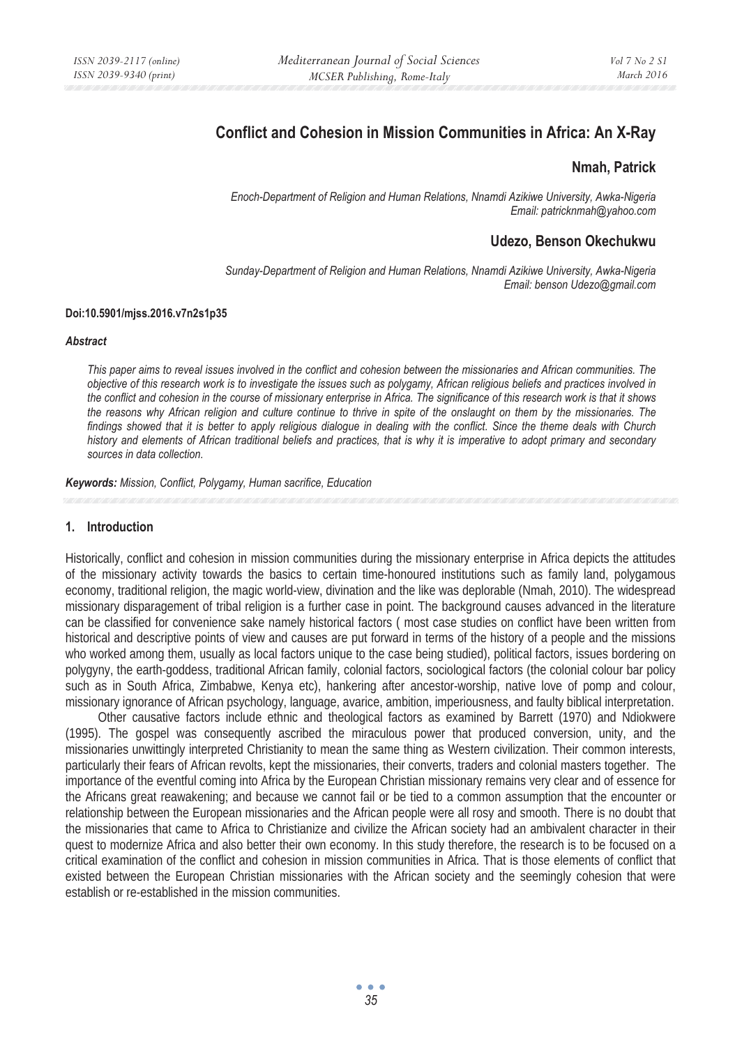# Conflict and Cohesion in Mission Communities in Africa: An X-Ray

## Nmah, Patrick

*Enoch-Department of Religion and Human Relations, Nnamdi Azikiwe University, Awka-Nigeria*
*Email: patricknmah@yahoo.com*

## Udezo, Benson Okechukwu

*Sunday-Department of Religion and Human Relations, Nnamdi Azikiwe University, Awka-Nigeria*
*Email: benson Udezo@gmail.com*

**Doi:10.5901/mjss.2016.v7n2s1p35**

***Abstract***

*This paper aims to reveal issues involved in the conflict and cohesion between the missionaries and African communities. The objective of this research work is to investigate the issues such as polygamy, African religious beliefs and practices involved in the conflict and cohesion in the course of missionary enterprise in Africa. The significance of this research work is that it shows the reasons why African religion and culture continue to thrive in spite of the onslaught on them by the missionaries. The findings showed that it is better to apply religious dialogue in dealing with the conflict. Since the theme deals with Church history and elements of African traditional beliefs and practices, that is why it is imperative to adopt primary and secondary sources in data collection.*

***Keywords:*** *Mission, Conflict, Polygamy, Human sacrifice, Education*

## 1. Introduction

Historically, conflict and cohesion in mission communities during the missionary enterprise in Africa depicts the attitudes of the missionary activity towards the basics to certain time-honoured institutions such as family land, polygamous economy, traditional religion, the magic world-view, divination and the like was deplorable (Nmah, 2010). The widespread missionary disparagement of tribal religion is a further case in point. The background causes advanced in the literature can be classified for convenience sake namely historical factors ( most case studies on conflict have been written from historical and descriptive points of view and causes are put forward in terms of the history of a people and the missions who worked among them, usually as local factors unique to the case being studied), political factors, issues bordering on polygyny, the earth-goddess, traditional African family, colonial factors, sociological factors (the colonial colour bar policy such as in South Africa, Zimbabwe, Kenya etc), hankering after ancestor-worship, native love of pomp and colour, missionary ignorance of African psychology, language, avarice, ambition, imperiousness, and faulty biblical interpretation.

Other causative factors include ethnic and theological factors as examined by Barrett (1970) and Ndiokwere (1995). The gospel was consequently ascribed the miraculous power that produced conversion, unity, and the missionaries unwittingly interpreted Christianity to mean the same thing as Western civilization. Their common interests, particularly their fears of African revolts, kept the missionaries, their converts, traders and colonial masters together. The importance of the eventful coming into Africa by the European Christian missionary remains very clear and of essence for the Africans great reawakening; and because we cannot fail or be tied to a common assumption that the encounter or relationship between the European missionaries and the African people were all rosy and smooth. There is no doubt that the missionaries that came to Africa to Christianize and civilize the African society had an ambivalent character in their quest to modernize Africa and also better their own economy. In this study therefore, the research is to be focused on a critical examination of the conflict and cohesion in mission communities in Africa. That is those elements of conflict that existed between the European Christian missionaries with the African society and the seemingly cohesion that were establish or re-established in the mission communities.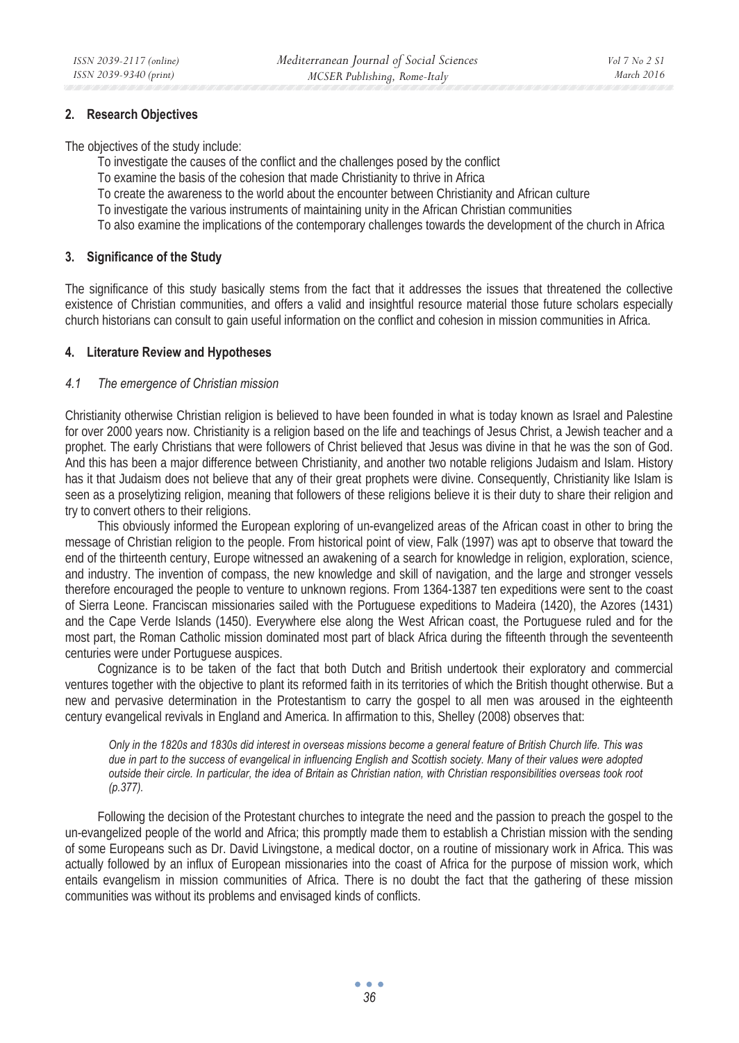## 2. Research Objectives

The objectives of the study include:

- To investigate the causes of the conflict and the challenges posed by the conflict
- To examine the basis of the cohesion that made Christianity to thrive in Africa
- To create the awareness to the world about the encounter between Christianity and African culture
- To investigate the various instruments of maintaining unity in the African Christian communities
- To also examine the implications of the contemporary challenges towards the development of the church in Africa

## 3. Significance of the Study

The significance of this study basically stems from the fact that it addresses the issues that threatened the collective existence of Christian communities, and offers a valid and insightful resource material those future scholars especially church historians can consult to gain useful information on the conflict and cohesion in mission communities in Africa.

## 4. Literature Review and Hypotheses

### *4.1 The emergence of Christian mission*

Christianity otherwise Christian religion is believed to have been founded in what is today known as Israel and Palestine for over 2000 years now. Christianity is a religion based on the life and teachings of Jesus Christ, a Jewish teacher and a prophet. The early Christians that were followers of Christ believed that Jesus was divine in that he was the son of God. And this has been a major difference between Christianity, and another two notable religions Judaism and Islam. History has it that Judaism does not believe that any of their great prophets were divine. Consequently, Christianity like Islam is seen as a proselytizing religion, meaning that followers of these religions believe it is their duty to share their religion and try to convert others to their religions.

This obviously informed the European exploring of un-evangelized areas of the African coast in other to bring the message of Christian religion to the people. From historical point of view, Falk (1997) was apt to observe that toward the end of the thirteenth century, Europe witnessed an awakening of a search for knowledge in religion, exploration, science, and industry. The invention of compass, the new knowledge and skill of navigation, and the large and stronger vessels therefore encouraged the people to venture to unknown regions. From 1364-1387 ten expeditions were sent to the coast of Sierra Leone. Franciscan missionaries sailed with the Portuguese expeditions to Madeira (1420), the Azores (1431) and the Cape Verde Islands (1450). Everywhere else along the West African coast, the Portuguese ruled and for the most part, the Roman Catholic mission dominated most part of black Africa during the fifteenth through the seventeenth centuries were under Portuguese auspices.

Cognizance is to be taken of the fact that both Dutch and British undertook their exploratory and commercial ventures together with the objective to plant its reformed faith in its territories of which the British thought otherwise. But a new and pervasive determination in the Protestantism to carry the gospel to all men was aroused in the eighteenth century evangelical revivals in England and America. In affirmation to this, Shelley (2008) observes that:

> *Only in the 1820s and 1830s did interest in overseas missions become a general feature of British Church life. This was due in part to the success of evangelical in influencing English and Scottish society. Many of their values were adopted outside their circle. In particular, the idea of Britain as Christian nation, with Christian responsibilities overseas took root (p.377).*

Following the decision of the Protestant churches to integrate the need and the passion to preach the gospel to the un-evangelized people of the world and Africa; this promptly made them to establish a Christian mission with the sending of some Europeans such as Dr. David Livingstone, a medical doctor, on a routine of missionary work in Africa. This was actually followed by an influx of European missionaries into the coast of Africa for the purpose of mission work, which entails evangelism in mission communities of Africa. There is no doubt the fact that the gathering of these mission communities was without its problems and envisaged kinds of conflicts.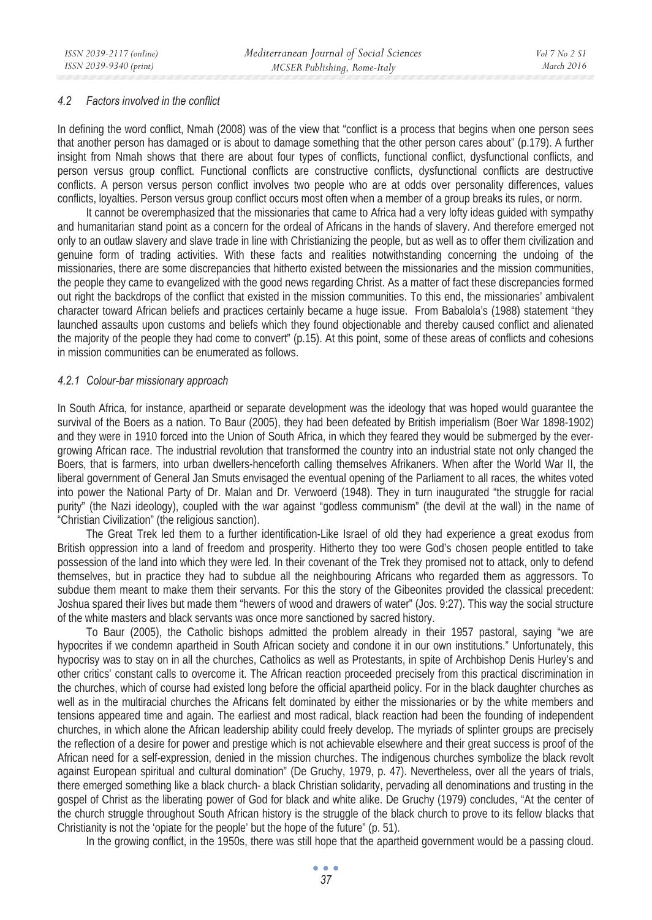#### *4.2 Factors involved in the conflict*

In defining the word conflict, Nmah (2008) was of the view that "conflict is a process that begins when one person sees that another person has damaged or is about to damage something that the other person cares about" (p.179). A further insight from Nmah shows that there are about four types of conflicts, functional conflict, dysfunctional conflicts, and person versus group conflict. Functional conflicts are constructive conflicts, dysfunctional conflicts are destructive conflicts. A person versus person conflict involves two people who are at odds over personality differences, values conflicts, loyalties. Person versus group conflict occurs most often when a member of a group breaks its rules, or norm.

It cannot be overemphasized that the missionaries that came to Africa had a very lofty ideas guided with sympathy and humanitarian stand point as a concern for the ordeal of Africans in the hands of slavery. And therefore emerged not only to an outlaw slavery and slave trade in line with Christianizing the people, but as well as to offer them civilization and genuine form of trading activities. With these facts and realities notwithstanding concerning the undoing of the missionaries, there are some discrepancies that hitherto existed between the missionaries and the mission communities, the people they came to evangelized with the good news regarding Christ. As a matter of fact these discrepancies formed out right the backdrops of the conflict that existed in the mission communities. To this end, the missionaries' ambivalent character toward African beliefs and practices certainly became a huge issue. From Babalola's (1988) statement "they launched assaults upon customs and beliefs which they found objectionable and thereby caused conflict and alienated the majority of the people they had come to convert" (p.15). At this point, some of these areas of conflicts and cohesions in mission communities can be enumerated as follows.

##### *4.2.1 Colour-bar missionary approach*

In South Africa, for instance, apartheid or separate development was the ideology that was hoped would guarantee the survival of the Boers as a nation. To Baur (2005), they had been defeated by British imperialism (Boer War 1898-1902) and they were in 1910 forced into the Union of South Africa, in which they feared they would be submerged by the ever-growing African race. The industrial revolution that transformed the country into an industrial state not only changed the Boers, that is farmers, into urban dwellers-henceforth calling themselves Afrikaners. When after the World War II, the liberal government of General Jan Smuts envisaged the eventual opening of the Parliament to all races, the whites voted into power the National Party of Dr. Malan and Dr. Verwoerd (1948). They in turn inaugurated "the struggle for racial purity" (the Nazi ideology), coupled with the war against "godless communism" (the devil at the wall) in the name of "Christian Civilization" (the religious sanction).

The Great Trek led them to a further identification-Like Israel of old they had experience a great exodus from British oppression into a land of freedom and prosperity. Hitherto they too were God's chosen people entitled to take possession of the land into which they were led. In their covenant of the Trek they promised not to attack, only to defend themselves, but in practice they had to subdue all the neighbouring Africans who regarded them as aggressors. To subdue them meant to make them their servants. For this the story of the Gibeonites provided the classical precedent: Joshua spared their lives but made them "hewers of wood and drawers of water" (Jos. 9:27). This way the social structure of the white masters and black servants was once more sanctioned by sacred history.

To Baur (2005), the Catholic bishops admitted the problem already in their 1957 pastoral, saying "we are hypocrites if we condemn apartheid in South African society and condone it in our own institutions." Unfortunately, this hypocrisy was to stay on in all the churches, Catholics as well as Protestants, in spite of Archbishop Denis Hurley's and other critics' constant calls to overcome it. The African reaction proceeded precisely from this practical discrimination in the churches, which of course had existed long before the official apartheid policy. For in the black daughter churches as well as in the multiracial churches the Africans felt dominated by either the missionaries or by the white members and tensions appeared time and again. The earliest and most radical, black reaction had been the founding of independent churches, in which alone the African leadership ability could freely develop. The myriads of splinter groups are precisely the reflection of a desire for power and prestige which is not achievable elsewhere and their great success is proof of the African need for a self-expression, denied in the mission churches. The indigenous churches symbolize the black revolt against European spiritual and cultural domination" (De Gruchy, 1979, p. 47). Nevertheless, over all the years of trials, there emerged something like a black church- a black Christian solidarity, pervading all denominations and trusting in the gospel of Christ as the liberating power of God for black and white alike. De Gruchy (1979) concludes, "At the center of the church struggle throughout South African history is the struggle of the black church to prove to its fellow blacks that Christianity is not the 'opiate for the people' but the hope of the future" (p. 51).

In the growing conflict, in the 1950s, there was still hope that the apartheid government would be a passing cloud.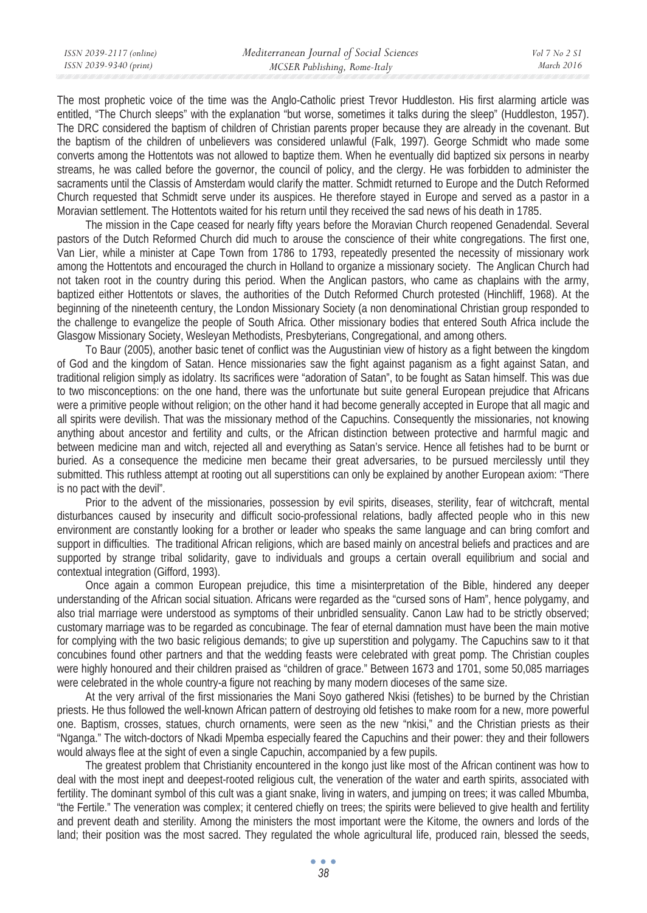The most prophetic voice of the time was the Anglo-Catholic priest Trevor Huddleston. His first alarming article was entitled, "The Church sleeps" with the explanation "but worse, sometimes it talks during the sleep" (Huddleston, 1957). The DRC considered the baptism of children of Christian parents proper because they are already in the covenant. But the baptism of the children of unbelievers was considered unlawful (Falk, 1997). George Schmidt who made some converts among the Hottentots was not allowed to baptize them. When he eventually did baptized six persons in nearby streams, he was called before the governor, the council of policy, and the clergy. He was forbidden to administer the sacraments until the Classis of Amsterdam would clarify the matter. Schmidt returned to Europe and the Dutch Reformed Church requested that Schmidt serve under its auspices. He therefore stayed in Europe and served as a pastor in a Moravian settlement. The Hottentots waited for his return until they received the sad news of his death in 1785.

The mission in the Cape ceased for nearly fifty years before the Moravian Church reopened Genadendal. Several pastors of the Dutch Reformed Church did much to arouse the conscience of their white congregations. The first one, Van Lier, while a minister at Cape Town from 1786 to 1793, repeatedly presented the necessity of missionary work among the Hottentots and encouraged the church in Holland to organize a missionary society. The Anglican Church had not taken root in the country during this period. When the Anglican pastors, who came as chaplains with the army, baptized either Hottentots or slaves, the authorities of the Dutch Reformed Church protested (Hinchliff, 1968). At the beginning of the nineteenth century, the London Missionary Society (a non denominational Christian group responded to the challenge to evangelize the people of South Africa. Other missionary bodies that entered South Africa include the Glasgow Missionary Society, Wesleyan Methodists, Presbyterians, Congregational, and among others.

To Baur (2005), another basic tenet of conflict was the Augustinian view of history as a fight between the kingdom of God and the kingdom of Satan. Hence missionaries saw the fight against paganism as a fight against Satan, and traditional religion simply as idolatry. Its sacrifices were "adoration of Satan", to be fought as Satan himself. This was due to two misconceptions: on the one hand, there was the unfortunate but suite general European prejudice that Africans were a primitive people without religion; on the other hand it had become generally accepted in Europe that all magic and all spirits were devilish. That was the missionary method of the Capuchins. Consequently the missionaries, not knowing anything about ancestor and fertility and cults, or the African distinction between protective and harmful magic and between medicine man and witch, rejected all and everything as Satan's service. Hence all fetishes had to be burnt or buried. As a consequence the medicine men became their great adversaries, to be pursued mercilessly until they submitted. This ruthless attempt at rooting out all superstitions can only be explained by another European axiom: "There is no pact with the devil".

Prior to the advent of the missionaries, possession by evil spirits, diseases, sterility, fear of witchcraft, mental disturbances caused by insecurity and difficult socio-professional relations, badly affected people who in this new environment are constantly looking for a brother or leader who speaks the same language and can bring comfort and support in difficulties. The traditional African religions, which are based mainly on ancestral beliefs and practices and are supported by strange tribal solidarity, gave to individuals and groups a certain overall equilibrium and social and contextual integration (Gifford, 1993).

Once again a common European prejudice, this time a misinterpretation of the Bible, hindered any deeper understanding of the African social situation. Africans were regarded as the "cursed sons of Ham", hence polygamy, and also trial marriage were understood as symptoms of their unbridled sensuality. Canon Law had to be strictly observed; customary marriage was to be regarded as concubinage. The fear of eternal damnation must have been the main motive for complying with the two basic religious demands; to give up superstition and polygamy. The Capuchins saw to it that concubines found other partners and that the wedding feasts were celebrated with great pomp. The Christian couples were highly honoured and their children praised as "children of grace." Between 1673 and 1701, some 50,085 marriages were celebrated in the whole country-a figure not reaching by many modern dioceses of the same size.

At the very arrival of the first missionaries the Mani Soyo gathered Nkisi (fetishes) to be burned by the Christian priests. He thus followed the well-known African pattern of destroying old fetishes to make room for a new, more powerful one. Baptism, crosses, statues, church ornaments, were seen as the new "nkisi," and the Christian priests as their "Nganga." The witch-doctors of Nkadi Mpemba especially feared the Capuchins and their power: they and their followers would always flee at the sight of even a single Capuchin, accompanied by a few pupils.

The greatest problem that Christianity encountered in the kongo just like most of the African continent was how to deal with the most inept and deepest-rooted religious cult, the veneration of the water and earth spirits, associated with fertility. The dominant symbol of this cult was a giant snake, living in waters, and jumping on trees; it was called Mbumba, "the Fertile." The veneration was complex; it centered chiefly on trees; the spirits were believed to give health and fertility and prevent death and sterility. Among the ministers the most important were the Kitome, the owners and lords of the land; their position was the most sacred. They regulated the whole agricultural life, produced rain, blessed the seeds,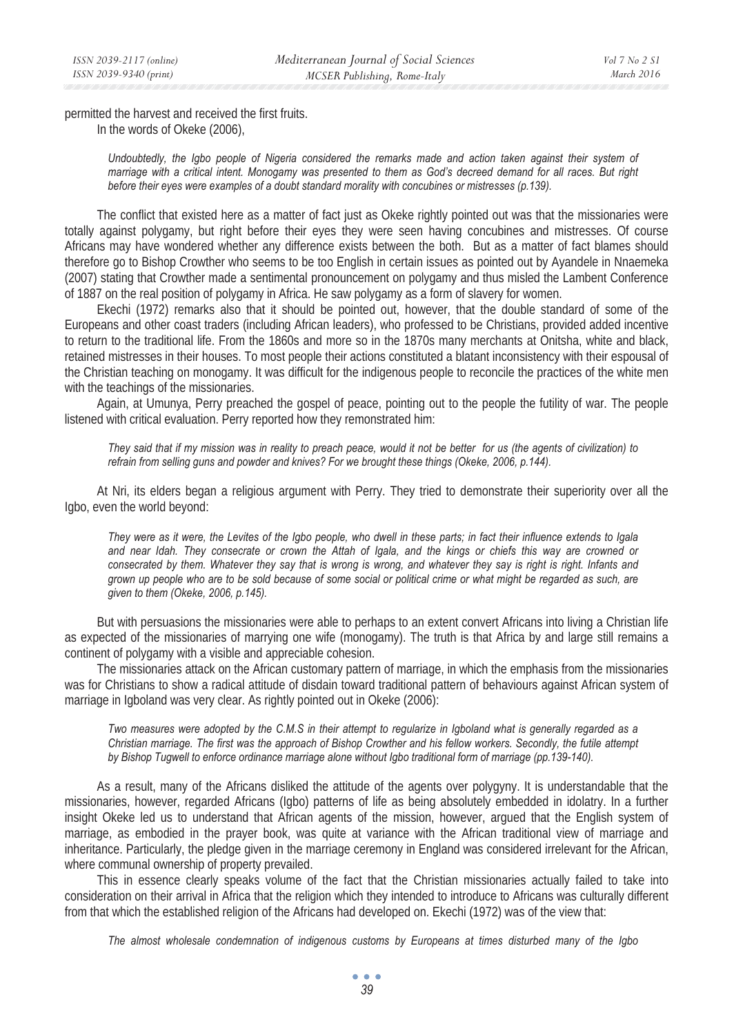permitted the harvest and received the first fruits.

In the words of Okeke (2006),

> *Undoubtedly, the Igbo people of Nigeria considered the remarks made and action taken against their system of marriage with a critical intent. Monogamy was presented to them as God's decreed demand for all races. But right before their eyes were examples of a doubt standard morality with concubines or mistresses (p.139).*

The conflict that existed here as a matter of fact just as Okeke rightly pointed out was that the missionaries were totally against polygamy, but right before their eyes they were seen having concubines and mistresses. Of course Africans may have wondered whether any difference exists between the both. But as a matter of fact blames should therefore go to Bishop Crowther who seems to be too English in certain issues as pointed out by Ayandele in Nnaemeka (2007) stating that Crowther made a sentimental pronouncement on polygamy and thus misled the Lambent Conference of 1887 on the real position of polygamy in Africa. He saw polygamy as a form of slavery for women.

Ekechi (1972) remarks also that it should be pointed out, however, that the double standard of some of the Europeans and other coast traders (including African leaders), who professed to be Christians, provided added incentive to return to the traditional life. From the 1860s and more so in the 1870s many merchants at Onitsha, white and black, retained mistresses in their houses. To most people their actions constituted a blatant inconsistency with their espousal of the Christian teaching on monogamy. It was difficult for the indigenous people to reconcile the practices of the white men with the teachings of the missionaries.

Again, at Umunya, Perry preached the gospel of peace, pointing out to the people the futility of war. The people listened with critical evaluation. Perry reported how they remonstrated him:

> *They said that if my mission was in reality to preach peace, would it not be better for us (the agents of civilization) to refrain from selling guns and powder and knives? For we brought these things (Okeke, 2006, p.144).*

At Nri, its elders began a religious argument with Perry. They tried to demonstrate their superiority over all the Igbo, even the world beyond:

> *They were as it were, the Levites of the Igbo people, who dwell in these parts; in fact their influence extends to Igala and near Idah. They consecrate or crown the Attah of Igala, and the kings or chiefs this way are crowned or consecrated by them. Whatever they say that is wrong is wrong, and whatever they say is right is right. Infants and grown up people who are to be sold because of some social or political crime or what might be regarded as such, are given to them (Okeke, 2006, p.145).*

But with persuasions the missionaries were able to perhaps to an extent convert Africans into living a Christian life as expected of the missionaries of marrying one wife (monogamy). The truth is that Africa by and large still remains a continent of polygamy with a visible and appreciable cohesion.

The missionaries attack on the African customary pattern of marriage, in which the emphasis from the missionaries was for Christians to show a radical attitude of disdain toward traditional pattern of behaviours against African system of marriage in Igboland was very clear. As rightly pointed out in Okeke (2006):

> *Two measures were adopted by the C.M.S in their attempt to regularize in Igboland what is generally regarded as a Christian marriage. The first was the approach of Bishop Crowther and his fellow workers. Secondly, the futile attempt by Bishop Tugwell to enforce ordinance marriage alone without Igbo traditional form of marriage (pp.139-140).*

As a result, many of the Africans disliked the attitude of the agents over polygyny. It is understandable that the missionaries, however, regarded Africans (Igbo) patterns of life as being absolutely embedded in idolatry. In a further insight Okeke led us to understand that African agents of the mission, however, argued that the English system of marriage, as embodied in the prayer book, was quite at variance with the African traditional view of marriage and inheritance. Particularly, the pledge given in the marriage ceremony in England was considered irrelevant for the African, where communal ownership of property prevailed.

This in essence clearly speaks volume of the fact that the Christian missionaries actually failed to take into consideration on their arrival in Africa that the religion which they intended to introduce to Africans was culturally different from that which the established religion of the Africans had developed on. Ekechi (1972) was of the view that:

> *The almost wholesale condemnation of indigenous customs by Europeans at times disturbed many of the Igbo*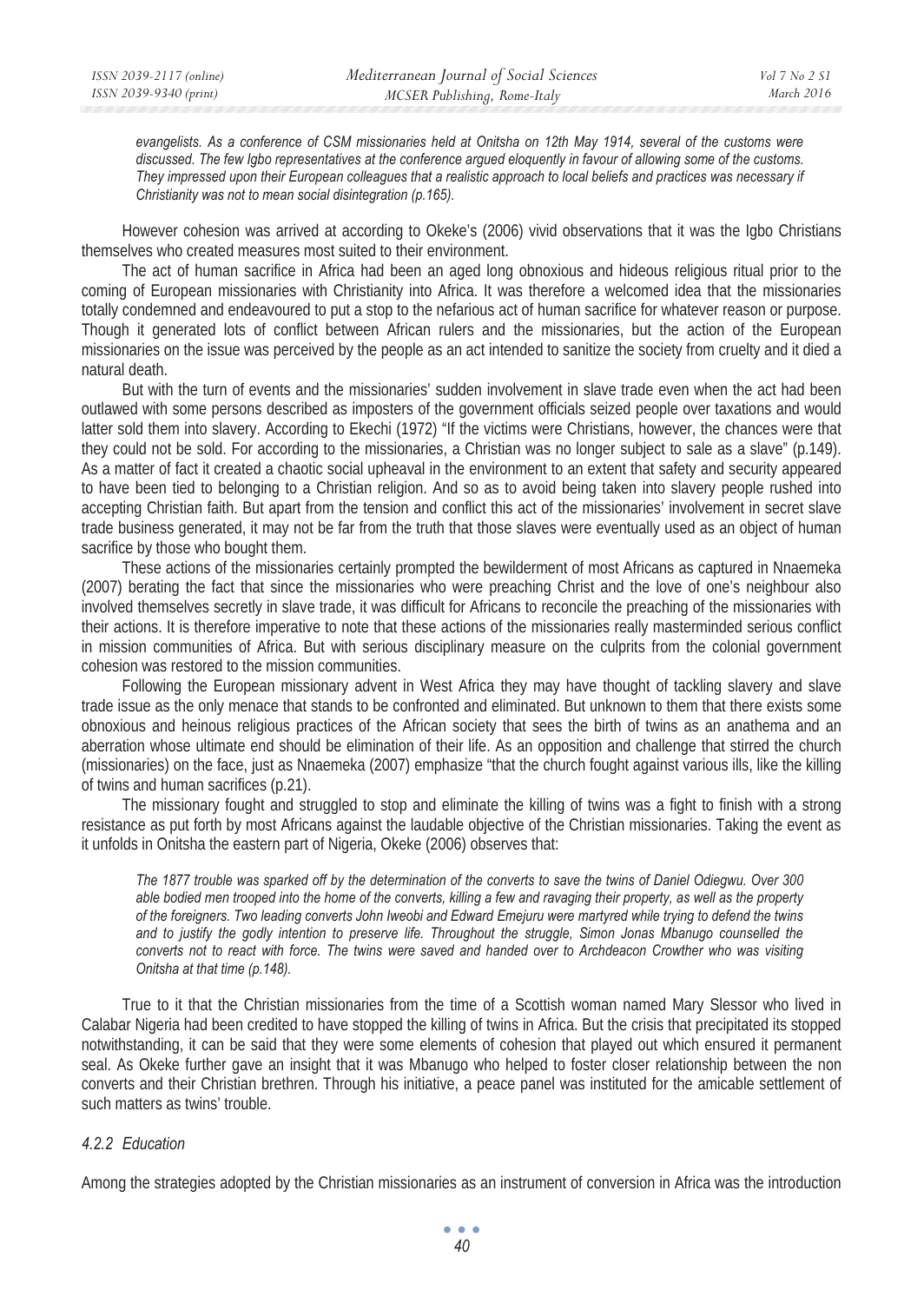*evangelists. As a conference of CSM missionaries held at Onitsha on 12th May 1914, several of the customs were discussed. The few Igbo representatives at the conference argued eloquently in favour of allowing some of the customs. They impressed upon their European colleagues that a realistic approach to local beliefs and practices was necessary if Christianity was not to mean social disintegration (p.165).*

However cohesion was arrived at according to Okeke's (2006) vivid observations that it was the Igbo Christians themselves who created measures most suited to their environment.

The act of human sacrifice in Africa had been an aged long obnoxious and hideous religious ritual prior to the coming of European missionaries with Christianity into Africa. It was therefore a welcomed idea that the missionaries totally condemned and endeavoured to put a stop to the nefarious act of human sacrifice for whatever reason or purpose. Though it generated lots of conflict between African rulers and the missionaries, but the action of the European missionaries on the issue was perceived by the people as an act intended to sanitize the society from cruelty and it died a natural death.

But with the turn of events and the missionaries' sudden involvement in slave trade even when the act had been outlawed with some persons described as imposters of the government officials seized people over taxations and would latter sold them into slavery. According to Ekechi (1972) "If the victims were Christians, however, the chances were that they could not be sold. For according to the missionaries, a Christian was no longer subject to sale as a slave" (p.149). As a matter of fact it created a chaotic social upheaval in the environment to an extent that safety and security appeared to have been tied to belonging to a Christian religion. And so as to avoid being taken into slavery people rushed into accepting Christian faith. But apart from the tension and conflict this act of the missionaries' involvement in secret slave trade business generated, it may not be far from the truth that those slaves were eventually used as an object of human sacrifice by those who bought them.

These actions of the missionaries certainly prompted the bewilderment of most Africans as captured in Nnaemeka (2007) berating the fact that since the missionaries who were preaching Christ and the love of one's neighbour also involved themselves secretly in slave trade, it was difficult for Africans to reconcile the preaching of the missionaries with their actions. It is therefore imperative to note that these actions of the missionaries really masterminded serious conflict in mission communities of Africa. But with serious disciplinary measure on the culprits from the colonial government cohesion was restored to the mission communities.

Following the European missionary advent in West Africa they may have thought of tackling slavery and slave trade issue as the only menace that stands to be confronted and eliminated. But unknown to them that there exists some obnoxious and heinous religious practices of the African society that sees the birth of twins as an anathema and an aberration whose ultimate end should be elimination of their life. As an opposition and challenge that stirred the church (missionaries) on the face, just as Nnaemeka (2007) emphasize "that the church fought against various ills, like the killing of twins and human sacrifices (p.21).

The missionary fought and struggled to stop and eliminate the killing of twins was a fight to finish with a strong resistance as put forth by most Africans against the laudable objective of the Christian missionaries. Taking the event as it unfolds in Onitsha the eastern part of Nigeria, Okeke (2006) observes that:

*The 1877 trouble was sparked off by the determination of the converts to save the twins of Daniel Odiegwu. Over 300 able bodied men trooped into the home of the converts, killing a few and ravaging their property, as well as the property of the foreigners. Two leading converts John Iweobi and Edward Emejuru were martyred while trying to defend the twins and to justify the godly intention to preserve life. Throughout the struggle, Simon Jonas Mbanugo counselled the converts not to react with force. The twins were saved and handed over to Archdeacon Crowther who was visiting Onitsha at that time (p.148).*

True to it that the Christian missionaries from the time of a Scottish woman named Mary Slessor who lived in Calabar Nigeria had been credited to have stopped the killing of twins in Africa. But the crisis that precipitated its stopped notwithstanding, it can be said that they were some elements of cohesion that played out which ensured it permanent seal. As Okeke further gave an insight that it was Mbanugo who helped to foster closer relationship between the non converts and their Christian brethren. Through his initiative, a peace panel was instituted for the amicable settlement of such matters as twins' trouble.

#### *4.2.2 Education*

Among the strategies adopted by the Christian missionaries as an instrument of conversion in Africa was the introduction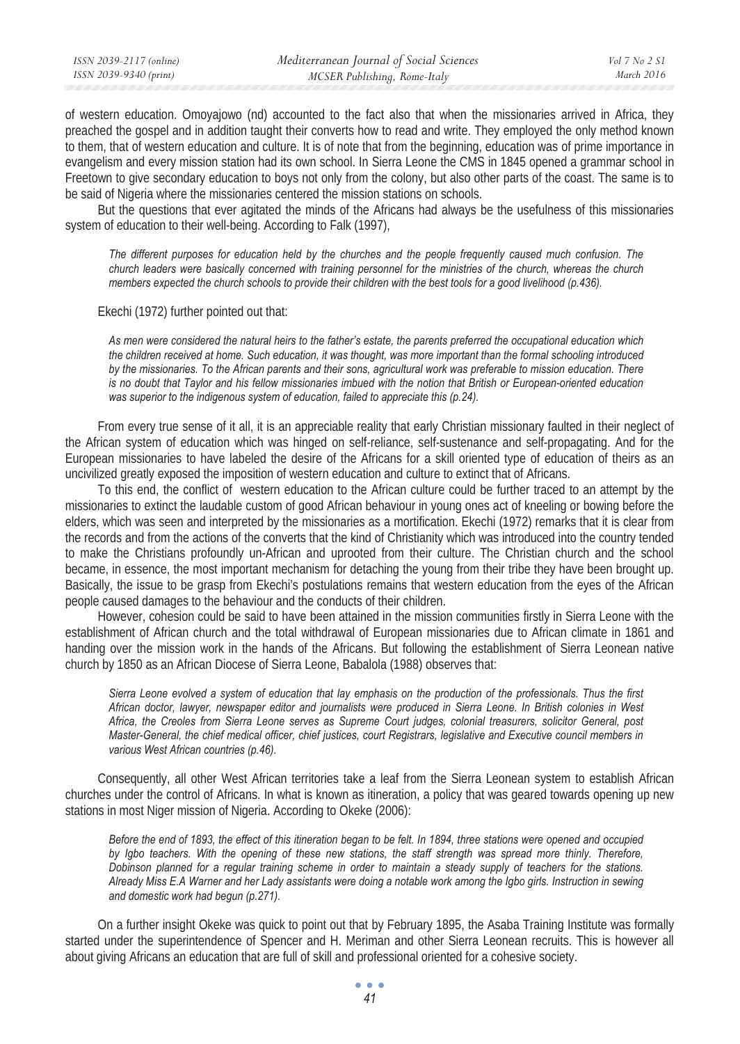of western education. Omoyajowo (nd) accounted to the fact also that when the missionaries arrived in Africa, they preached the gospel and in addition taught their converts how to read and write. They employed the only method known to them, that of western education and culture. It is of note that from the beginning, education was of prime importance in evangelism and every mission station had its own school. In Sierra Leone the CMS in 1845 opened a grammar school in Freetown to give secondary education to boys not only from the colony, but also other parts of the coast. The same is to be said of Nigeria where the missionaries centered the mission stations on schools.

But the questions that ever agitated the minds of the Africans had always be the usefulness of this missionaries system of education to their well-being. According to Falk (1997),

> *The different purposes for education held by the churches and the people frequently caused much confusion. The church leaders were basically concerned with training personnel for the ministries of the church, whereas the church members expected the church schools to provide their children with the best tools for a good livelihood (p.436).*

Ekechi (1972) further pointed out that:

> *As men were considered the natural heirs to the father's estate, the parents preferred the occupational education which the children received at home. Such education, it was thought, was more important than the formal schooling introduced by the missionaries. To the African parents and their sons, agricultural work was preferable to mission education. There is no doubt that Taylor and his fellow missionaries imbued with the notion that British or European-oriented education was superior to the indigenous system of education, failed to appreciate this (p.24).*

From every true sense of it all, it is an appreciable reality that early Christian missionary faulted in their neglect of the African system of education which was hinged on self-reliance, self-sustenance and self-propagating. And for the European missionaries to have labeled the desire of the Africans for a skill oriented type of education of theirs as an uncivilized greatly exposed the imposition of western education and culture to extinct that of Africans.

To this end, the conflict of western education to the African culture could be further traced to an attempt by the missionaries to extinct the laudable custom of good African behaviour in young ones act of kneeling or bowing before the elders, which was seen and interpreted by the missionaries as a mortification. Ekechi (1972) remarks that it is clear from the records and from the actions of the converts that the kind of Christianity which was introduced into the country tended to make the Christians profoundly un-African and uprooted from their culture. The Christian church and the school became, in essence, the most important mechanism for detaching the young from their tribe they have been brought up. Basically, the issue to be grasp from Ekechi's postulations remains that western education from the eyes of the African people caused damages to the behaviour and the conducts of their children.

However, cohesion could be said to have been attained in the mission communities firstly in Sierra Leone with the establishment of African church and the total withdrawal of European missionaries due to African climate in 1861 and handing over the mission work in the hands of the Africans. But following the establishment of Sierra Leonean native church by 1850 as an African Diocese of Sierra Leone, Babalola (1988) observes that:

> *Sierra Leone evolved a system of education that lay emphasis on the production of the professionals. Thus the first African doctor, lawyer, newspaper editor and journalists were produced in Sierra Leone. In British colonies in West Africa, the Creoles from Sierra Leone serves as Supreme Court judges, colonial treasurers, solicitor General, post Master-General, the chief medical officer, chief justices, court Registrars, legislative and Executive council members in various West African countries (p.46).*

Consequently, all other West African territories take a leaf from the Sierra Leonean system to establish African churches under the control of Africans. In what is known as itineration, a policy that was geared towards opening up new stations in most Niger mission of Nigeria. According to Okeke (2006):

> *Before the end of 1893, the effect of this itineration began to be felt. In 1894, three stations were opened and occupied by Igbo teachers. With the opening of these new stations, the staff strength was spread more thinly. Therefore, Dobinson planned for a regular training scheme in order to maintain a steady supply of teachers for the stations. Already Miss E.A Warner and her Lady assistants were doing a notable work among the Igbo girls. Instruction in sewing and domestic work had begun (p.271).*

On a further insight Okeke was quick to point out that by February 1895, the Asaba Training Institute was formally started under the superintendence of Spencer and H. Meriman and other Sierra Leonean recruits. This is however all about giving Africans an education that are full of skill and professional oriented for a cohesive society.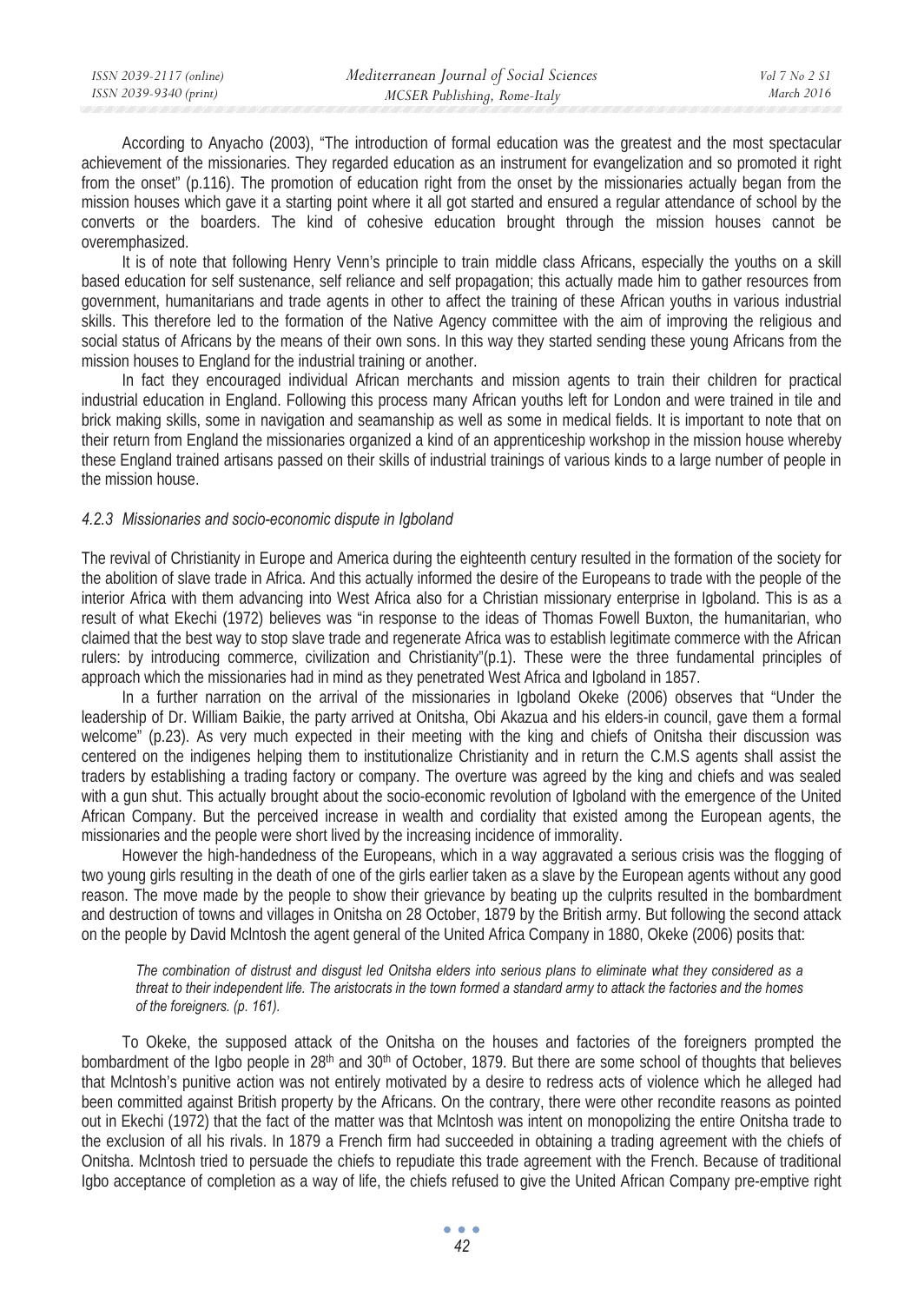According to Anyacho (2003), "The introduction of formal education was the greatest and the most spectacular achievement of the missionaries. They regarded education as an instrument for evangelization and so promoted it right from the onset" (p.116). The promotion of education right from the onset by the missionaries actually began from the mission houses which gave it a starting point where it all got started and ensured a regular attendance of school by the converts or the boarders. The kind of cohesive education brought through the mission houses cannot be overemphasized.

It is of note that following Henry Venn's principle to train middle class Africans, especially the youths on a skill based education for self sustenance, self reliance and self propagation; this actually made him to gather resources from government, humanitarians and trade agents in other to affect the training of these African youths in various industrial skills. This therefore led to the formation of the Native Agency committee with the aim of improving the religious and social status of Africans by the means of their own sons. In this way they started sending these young Africans from the mission houses to England for the industrial training or another.

In fact they encouraged individual African merchants and mission agents to train their children for practical industrial education in England. Following this process many African youths left for London and were trained in tile and brick making skills, some in navigation and seamanship as well as some in medical fields. It is important to note that on their return from England the missionaries organized a kind of an apprenticeship workshop in the mission house whereby these England trained artisans passed on their skills of industrial trainings of various kinds to a large number of people in the mission house.

### *4.2.3 Missionaries and socio-economic dispute in Igboland*

The revival of Christianity in Europe and America during the eighteenth century resulted in the formation of the society for the abolition of slave trade in Africa. And this actually informed the desire of the Europeans to trade with the people of the interior Africa with them advancing into West Africa also for a Christian missionary enterprise in Igboland. This is as a result of what Ekechi (1972) believes was "in response to the ideas of Thomas Fowell Buxton, the humanitarian, who claimed that the best way to stop slave trade and regenerate Africa was to establish legitimate commerce with the African rulers: by introducing commerce, civilization and Christianity"(p.1). These were the three fundamental principles of approach which the missionaries had in mind as they penetrated West Africa and Igboland in 1857.

In a further narration on the arrival of the missionaries in Igboland Okeke (2006) observes that "Under the leadership of Dr. William Baikie, the party arrived at Onitsha, Obi Akazua and his elders-in council, gave them a formal welcome" (p.23). As very much expected in their meeting with the king and chiefs of Onitsha their discussion was centered on the indigenes helping them to institutionalize Christianity and in return the C.M.S agents shall assist the traders by establishing a trading factory or company. The overture was agreed by the king and chiefs and was sealed with a gun shut. This actually brought about the socio-economic revolution of Igboland with the emergence of the United African Company. But the perceived increase in wealth and cordiality that existed among the European agents, the missionaries and the people were short lived by the increasing incidence of immorality.

However the high-handedness of the Europeans, which in a way aggravated a serious crisis was the flogging of two young girls resulting in the death of one of the girls earlier taken as a slave by the European agents without any good reason. The move made by the people to show their grievance by beating up the culprits resulted in the bombardment and destruction of towns and villages in Onitsha on 28 October, 1879 by the British army. But following the second attack on the people by David Mclntosh the agent general of the United Africa Company in 1880, Okeke (2006) posits that:

> *The combination of distrust and disgust led Onitsha elders into serious plans to eliminate what they considered as a threat to their independent life. The aristocrats in the town formed a standard army to attack the factories and the homes of the foreigners. (p. 161).*

To Okeke, the supposed attack of the Onitsha on the houses and factories of the foreigners prompted the bombardment of the Igbo people in 28th and 30th of October, 1879. But there are some school of thoughts that believes that Mclntosh's punitive action was not entirely motivated by a desire to redress acts of violence which he alleged had been committed against British property by the Africans. On the contrary, there were other recondite reasons as pointed out in Ekechi (1972) that the fact of the matter was that Mclntosh was intent on monopolizing the entire Onitsha trade to the exclusion of all his rivals. In 1879 a French firm had succeeded in obtaining a trading agreement with the chiefs of Onitsha. Mclntosh tried to persuade the chiefs to repudiate this trade agreement with the French. Because of traditional Igbo acceptance of completion as a way of life, the chiefs refused to give the United African Company pre-emptive right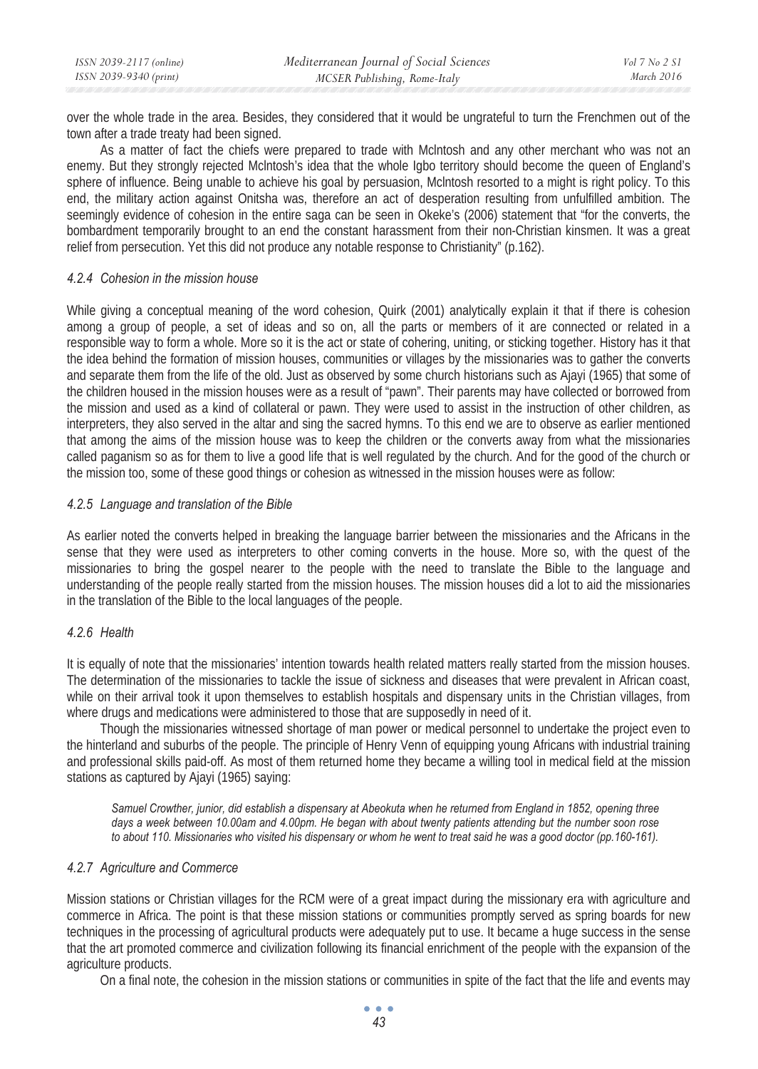over the whole trade in the area. Besides, they considered that it would be ungrateful to turn the Frenchmen out of the town after a trade treaty had been signed.

As a matter of fact the chiefs were prepared to trade with Mclntosh and any other merchant who was not an enemy. But they strongly rejected Mclntosh's idea that the whole Igbo territory should become the queen of England's sphere of influence. Being unable to achieve his goal by persuasion, Mclntosh resorted to a might is right policy. To this end, the military action against Onitsha was, therefore an act of desperation resulting from unfulfilled ambition. The seemingly evidence of cohesion in the entire saga can be seen in Okeke's (2006) statement that "for the converts, the bombardment temporarily brought to an end the constant harassment from their non-Christian kinsmen. It was a great relief from persecution. Yet this did not produce any notable response to Christianity" (p.162).

#### *4.2.4 Cohesion in the mission house*

While giving a conceptual meaning of the word cohesion, Quirk (2001) analytically explain it that if there is cohesion among a group of people, a set of ideas and so on, all the parts or members of it are connected or related in a responsible way to form a whole. More so it is the act or state of cohering, uniting, or sticking together. History has it that the idea behind the formation of mission houses, communities or villages by the missionaries was to gather the converts and separate them from the life of the old. Just as observed by some church historians such as Ajayi (1965) that some of the children housed in the mission houses were as a result of "pawn". Their parents may have collected or borrowed from the mission and used as a kind of collateral or pawn. They were used to assist in the instruction of other children, as interpreters, they also served in the altar and sing the sacred hymns. To this end we are to observe as earlier mentioned that among the aims of the mission house was to keep the children or the converts away from what the missionaries called paganism so as for them to live a good life that is well regulated by the church. And for the good of the church or the mission too, some of these good things or cohesion as witnessed in the mission houses were as follow:

#### *4.2.5 Language and translation of the Bible*

As earlier noted the converts helped in breaking the language barrier between the missionaries and the Africans in the sense that they were used as interpreters to other coming converts in the house. More so, with the quest of the missionaries to bring the gospel nearer to the people with the need to translate the Bible to the language and understanding of the people really started from the mission houses. The mission houses did a lot to aid the missionaries in the translation of the Bible to the local languages of the people.

#### *4.2.6 Health*

It is equally of note that the missionaries' intention towards health related matters really started from the mission houses. The determination of the missionaries to tackle the issue of sickness and diseases that were prevalent in African coast, while on their arrival took it upon themselves to establish hospitals and dispensary units in the Christian villages, from where drugs and medications were administered to those that are supposedly in need of it.

Though the missionaries witnessed shortage of man power or medical personnel to undertake the project even to the hinterland and suburbs of the people. The principle of Henry Venn of equipping young Africans with industrial training and professional skills paid-off. As most of them returned home they became a willing tool in medical field at the mission stations as captured by Ajayi (1965) saying:

> *Samuel Crowther, junior, did establish a dispensary at Abeokuta when he returned from England in 1852, opening three days a week between 10.00am and 4.00pm. He began with about twenty patients attending but the number soon rose to about 110. Missionaries who visited his dispensary or whom he went to treat said he was a good doctor (pp.160-161).*

#### *4.2.7 Agriculture and Commerce*

Mission stations or Christian villages for the RCM were of a great impact during the missionary era with agriculture and commerce in Africa. The point is that these mission stations or communities promptly served as spring boards for new techniques in the processing of agricultural products were adequately put to use. It became a huge success in the sense that the art promoted commerce and civilization following its financial enrichment of the people with the expansion of the agriculture products.

On a final note, the cohesion in the mission stations or communities in spite of the fact that the life and events may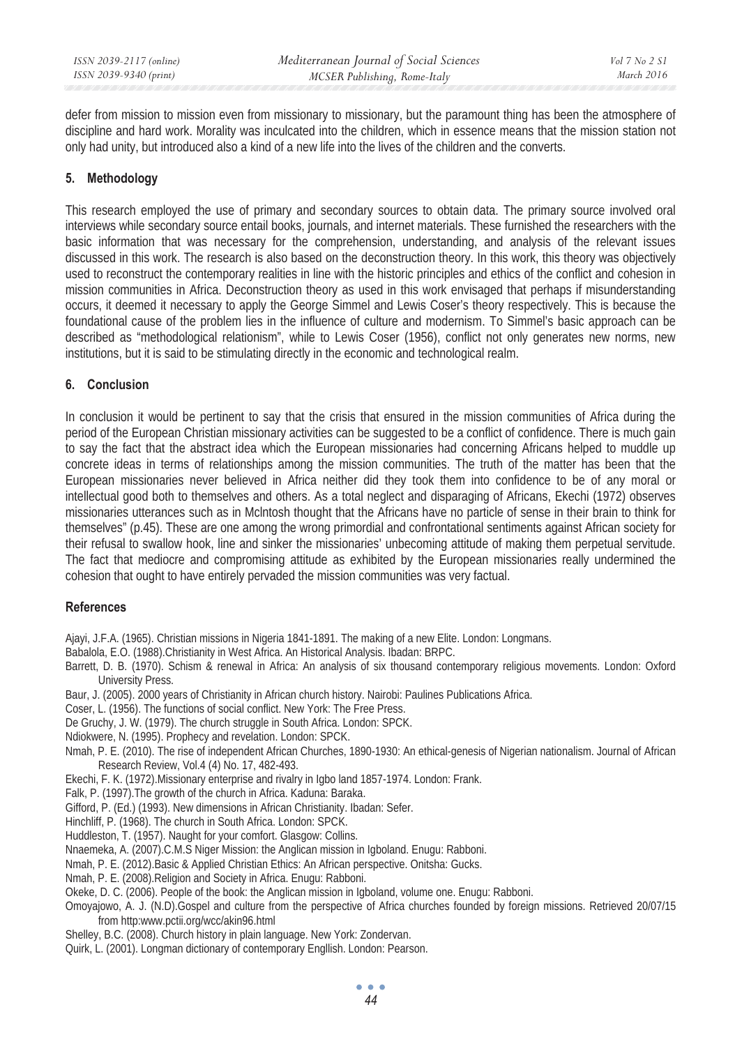defer from mission to mission even from missionary to missionary, but the paramount thing has been the atmosphere of discipline and hard work. Morality was inculcated into the children, which in essence means that the mission station not only had unity, but introduced also a kind of a new life into the lives of the children and the converts.

## 5. Methodology

This research employed the use of primary and secondary sources to obtain data. The primary source involved oral interviews while secondary source entail books, journals, and internet materials. These furnished the researchers with the basic information that was necessary for the comprehension, understanding, and analysis of the relevant issues discussed in this work. The research is also based on the deconstruction theory. In this work, this theory was objectively used to reconstruct the contemporary realities in line with the historic principles and ethics of the conflict and cohesion in mission communities in Africa. Deconstruction theory as used in this work envisaged that perhaps if misunderstanding occurs, it deemed it necessary to apply the George Simmel and Lewis Coser's theory respectively. This is because the foundational cause of the problem lies in the influence of culture and modernism. To Simmel's basic approach can be described as "methodological relationism", while to Lewis Coser (1956), conflict not only generates new norms, new institutions, but it is said to be stimulating directly in the economic and technological realm.

## 6. Conclusion

In conclusion it would be pertinent to say that the crisis that ensured in the mission communities of Africa during the period of the European Christian missionary activities can be suggested to be a conflict of confidence. There is much gain to say the fact that the abstract idea which the European missionaries had concerning Africans helped to muddle up concrete ideas in terms of relationships among the mission communities. The truth of the matter has been that the European missionaries never believed in Africa neither did they took them into confidence to be of any moral or intellectual good both to themselves and others. As a total neglect and disparaging of Africans, Ekechi (1972) observes missionaries utterances such as in McIntosh thought that the Africans have no particle of sense in their brain to think for themselves" (p.45). These are one among the wrong primordial and confrontational sentiments against African society for their refusal to swallow hook, line and sinker the missionaries' unbecoming attitude of making them perpetual servitude. The fact that mediocre and compromising attitude as exhibited by the European missionaries really undermined the cohesion that ought to have entirely pervaded the mission communities was very factual.

## References

Ajayi, J.F.A. (1965). Christian missions in Nigeria 1841-1891. The making of a new Elite. London: Longmans.

Babalola, E.O. (1988).Christianity in West Africa. An Historical Analysis. Ibadan: BRPC.

Barrett, D. B. (1970). Schism & renewal in Africa: An analysis of six thousand contemporary religious movements. London: Oxford University Press.

Baur, J. (2005). 2000 years of Christianity in African church history. Nairobi: Paulines Publications Africa.

Coser, L. (1956). The functions of social conflict. New York: The Free Press.

De Gruchy, J. W. (1979). The church struggle in South Africa. London: SPCK.

Ndiokwere, N. (1995). Prophecy and revelation. London: SPCK.

Nmah, P. E. (2010). The rise of independent African Churches, 1890-1930: An ethical-genesis of Nigerian nationalism. Journal of African Research Review, Vol.4 (4) No. 17, 482-493.

Ekechi, F. K. (1972).Missionary enterprise and rivalry in Igbo land 1857-1974. London: Frank.

Falk, P. (1997).The growth of the church in Africa. Kaduna: Baraka.

Gifford, P. (Ed.) (1993). New dimensions in African Christianity. Ibadan: Sefer.

Hinchliff, P. (1968). The church in South Africa. London: SPCK.

Huddleston, T. (1957). Naught for your comfort. Glasgow: Collins.

Nnaemeka, A. (2007).C.M.S Niger Mission: the Anglican mission in Igboland. Enugu: Rabboni.

Nmah, P. E. (2012).Basic & Applied Christian Ethics: An African perspective. Onitsha: Gucks.

Nmah, P. E. (2008).Religion and Society in Africa. Enugu: Rabboni.

Okeke, D. C. (2006). People of the book: the Anglican mission in Igboland, volume one. Enugu: Rabboni.

Omoyajowo, A. J. (N.D).Gospel and culture from the perspective of Africa churches founded by foreign missions. Retrieved 20/07/15 from http:www.pctii.org/wcc/akin96.html

Shelley, B.C. (2008). Church history in plain language. New York: Zondervan.

Quirk, L. (2001). Longman dictionary of contemporary Engllish. London: Pearson.